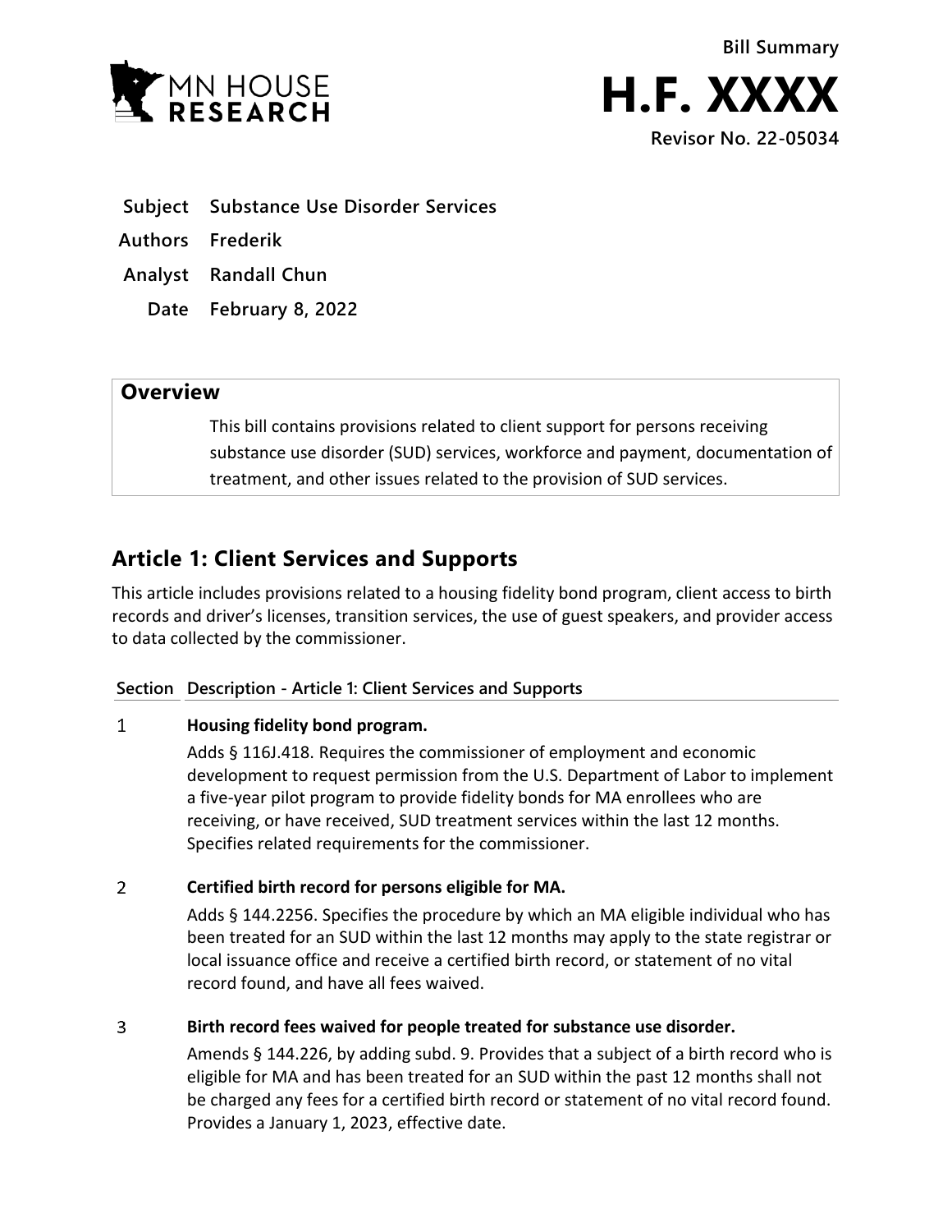Bill Summary

# H.F. XXXX

Revisor No. 22-05034

| | |
|---|---|
| **Subject** | **Substance Use Disorder Services** |
| **Authors** | **Frederik** |
| **Analyst** | **Randall Chun** |
| **Date** | **February 8, 2022** |

## Overview

This bill contains provisions related to client support for persons receiving substance use disorder (SUD) services, workforce and payment, documentation of treatment, and other issues related to the provision of SUD services.

## Article 1: Client Services and Supports

This article includes provisions related to a housing fidelity bond program, client access to birth records and driver's licenses, transition services, the use of guest speakers, and provider access to data collected by the commissioner.

| Section | Description - Article 1: Client Services and Supports |
|---|---|
| 1 | **Housing fidelity bond program.**<br>Adds § 116J.418. Requires the commissioner of employment and economic development to request permission from the U.S. Department of Labor to implement a five-year pilot program to provide fidelity bonds for MA enrollees who are receiving, or have received, SUD treatment services within the last 12 months. Specifies related requirements for the commissioner. |
| 2 | **Certified birth record for persons eligible for MA.**<br>Adds § 144.2256. Specifies the procedure by which an MA eligible individual who has been treated for an SUD within the last 12 months may apply to the state registrar or local issuance office and receive a certified birth record, or statement of no vital record found, and have all fees waived. |
| 3 | **Birth record fees waived for people treated for substance use disorder.**<br>Amends § 144.226, by adding subd. 9. Provides that a subject of a birth record who is eligible for MA and has been treated for an SUD within the past 12 months shall not be charged any fees for a certified birth record or statement of no vital record found. Provides a January 1, 2023, effective date. |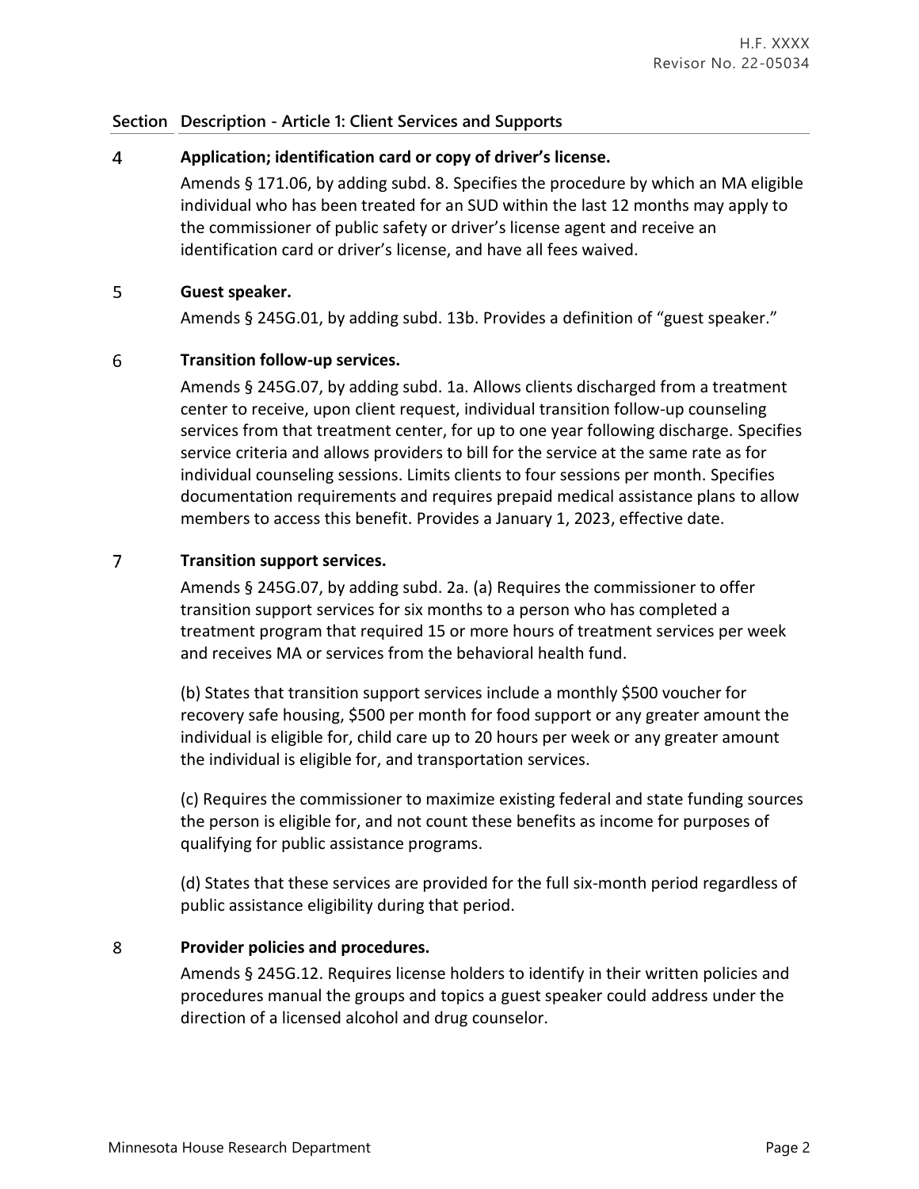| Section | Description - Article 1: Client Services and Supports |
|---|---|
| 4 | **Application; identification card or copy of driver's license.**<br>Amends § 171.06, by adding subd. 8. Specifies the procedure by which an MA eligible individual who has been treated for an SUD within the last 12 months may apply to the commissioner of public safety or driver's license agent and receive an identification card or driver's license, and have all fees waived. |
| 5 | **Guest speaker.**<br>Amends § 245G.01, by adding subd. 13b. Provides a definition of "guest speaker." |
| 6 | **Transition follow-up services.**<br>Amends § 245G.07, by adding subd. 1a. Allows clients discharged from a treatment center to receive, upon client request, individual transition follow-up counseling services from that treatment center, for up to one year following discharge. Specifies service criteria and allows providers to bill for the service at the same rate as for individual counseling sessions. Limits clients to four sessions per month. Specifies documentation requirements and requires prepaid medical assistance plans to allow members to access this benefit. Provides a January 1, 2023, effective date. |
| 7 | **Transition support services.**<br>Amends § 245G.07, by adding subd. 2a. (a) Requires the commissioner to offer transition support services for six months to a person who has completed a treatment program that required 15 or more hours of treatment services per week and receives MA or services from the behavioral health fund.<br><br>(b) States that transition support services include a monthly $500 voucher for recovery safe housing, $500 per month for food support or any greater amount the individual is eligible for, child care up to 20 hours per week or any greater amount the individual is eligible for, and transportation services.<br><br>(c) Requires the commissioner to maximize existing federal and state funding sources the person is eligible for, and not count these benefits as income for purposes of qualifying for public assistance programs.<br><br>(d) States that these services are provided for the full six-month period regardless of public assistance eligibility during that period. |
| 8 | **Provider policies and procedures.**<br>Amends § 245G.12. Requires license holders to identify in their written policies and procedures manual the groups and topics a guest speaker could address under the direction of a licensed alcohol and drug counselor. |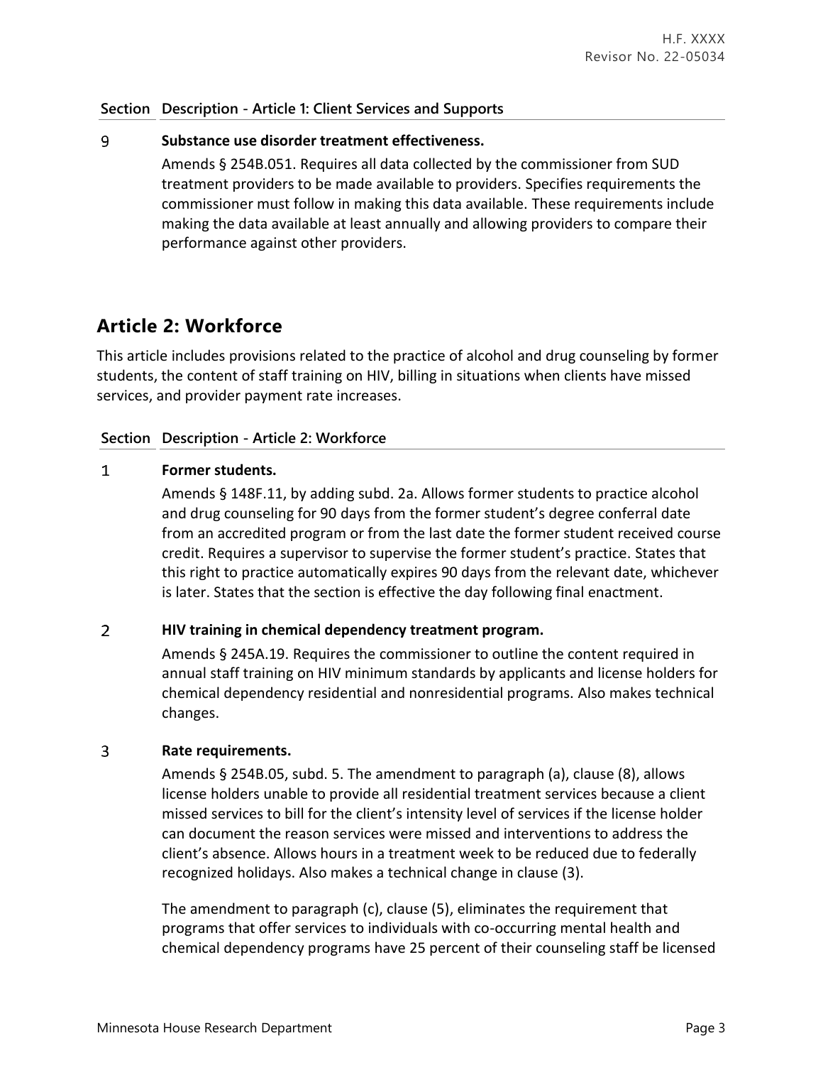| Section | Description - Article 1: Client Services and Supports |
|---|---|
| 9 | **Substance use disorder treatment effectiveness.** Amends § 254B.051. Requires all data collected by the commissioner from SUD treatment providers to be made available to providers. Specifies requirements the commissioner must follow in making this data available. These requirements include making the data available at least annually and allowing providers to compare their performance against other providers. |

## Article 2: Workforce

This article includes provisions related to the practice of alcohol and drug counseling by former students, the content of staff training on HIV, billing in situations when clients have missed services, and provider payment rate increases.

| Section | Description - Article 2: Workforce |
|---|---|
| 1 | **Former students.** Amends § 148F.11, by adding subd. 2a. Allows former students to practice alcohol and drug counseling for 90 days from the former student's degree conferral date from an accredited program or from the last date the former student received course credit. Requires a supervisor to supervise the former student's practice. States that this right to practice automatically expires 90 days from the relevant date, whichever is later. States that the section is effective the day following final enactment. |
| 2 | **HIV training in chemical dependency treatment program.** Amends § 245A.19. Requires the commissioner to outline the content required in annual staff training on HIV minimum standards by applicants and license holders for chemical dependency residential and nonresidential programs. Also makes technical changes. |
| 3 | **Rate requirements.** Amends § 254B.05, subd. 5. The amendment to paragraph (a), clause (8), allows license holders unable to provide all residential treatment services because a client missed services to bill for the client's intensity level of services if the license holder can document the reason services were missed and interventions to address the client's absence. Allows hours in a treatment week to be reduced due to federally recognized holidays. Also makes a technical change in clause (3).<br><br>The amendment to paragraph (c), clause (5), eliminates the requirement that programs that offer services to individuals with co-occurring mental health and chemical dependency programs have 25 percent of their counseling staff be licensed |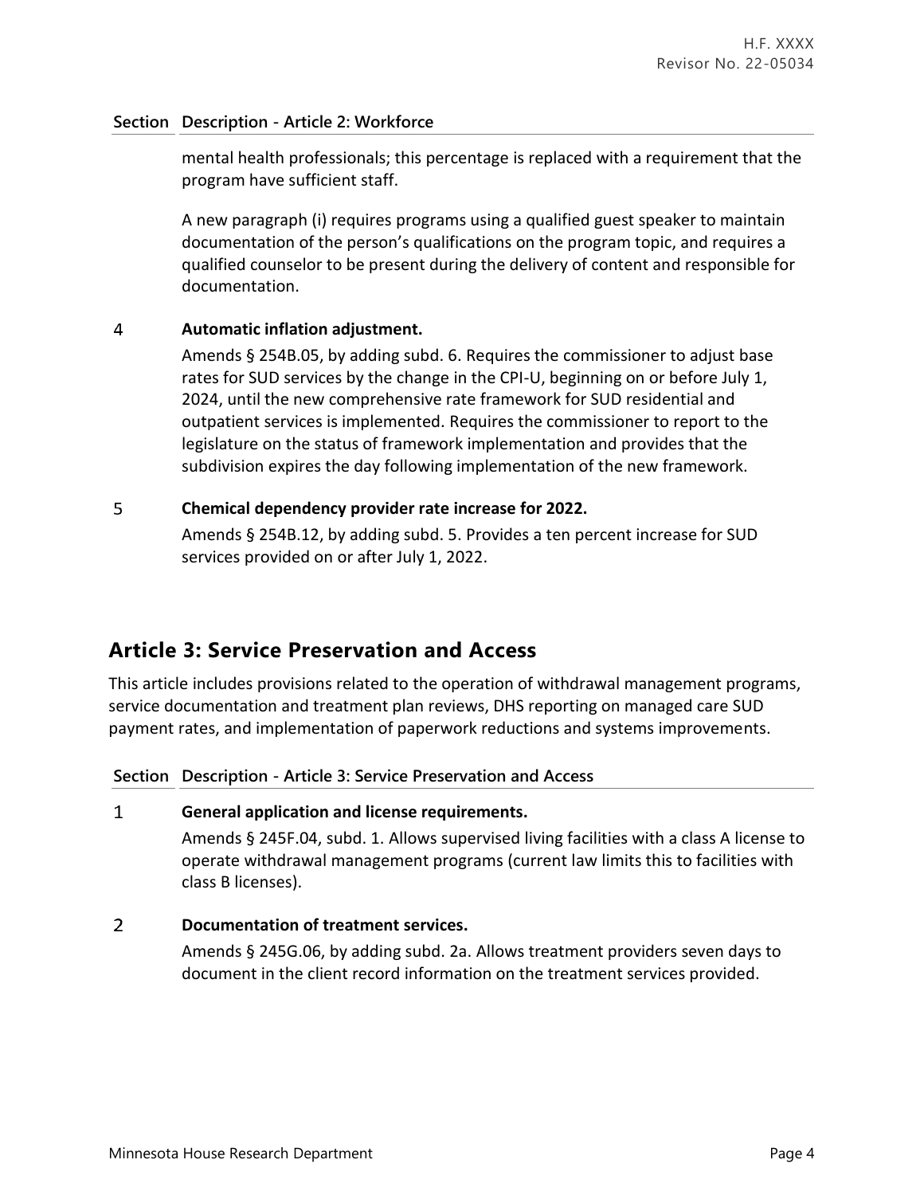| Section | Description - Article 2: Workforce |
|---|---|
| | mental health professionals; this percentage is replaced with a requirement that the program have sufficient staff.<br><br>A new paragraph (i) requires programs using a qualified guest speaker to maintain documentation of the person's qualifications on the program topic, and requires a qualified counselor to be present during the delivery of content and responsible for documentation. |
| 4 | **Automatic inflation adjustment.**<br>Amends § 254B.05, by adding subd. 6. Requires the commissioner to adjust base rates for SUD services by the change in the CPI-U, beginning on or before July 1, 2024, until the new comprehensive rate framework for SUD residential and outpatient services is implemented. Requires the commissioner to report to the legislature on the status of framework implementation and provides that the subdivision expires the day following implementation of the new framework. |
| 5 | **Chemical dependency provider rate increase for 2022.**<br>Amends § 254B.12, by adding subd. 5. Provides a ten percent increase for SUD services provided on or after July 1, 2022. |

## Article 3: Service Preservation and Access

This article includes provisions related to the operation of withdrawal management programs, service documentation and treatment plan reviews, DHS reporting on managed care SUD payment rates, and implementation of paperwork reductions and systems improvements.

| Section | Description - Article 3: Service Preservation and Access |
|---|---|
| 1 | **General application and license requirements.**<br>Amends § 245F.04, subd. 1. Allows supervised living facilities with a class A license to operate withdrawal management programs (current law limits this to facilities with class B licenses). |
| 2 | **Documentation of treatment services.**<br>Amends § 245G.06, by adding subd. 2a. Allows treatment providers seven days to document in the client record information on the treatment services provided. |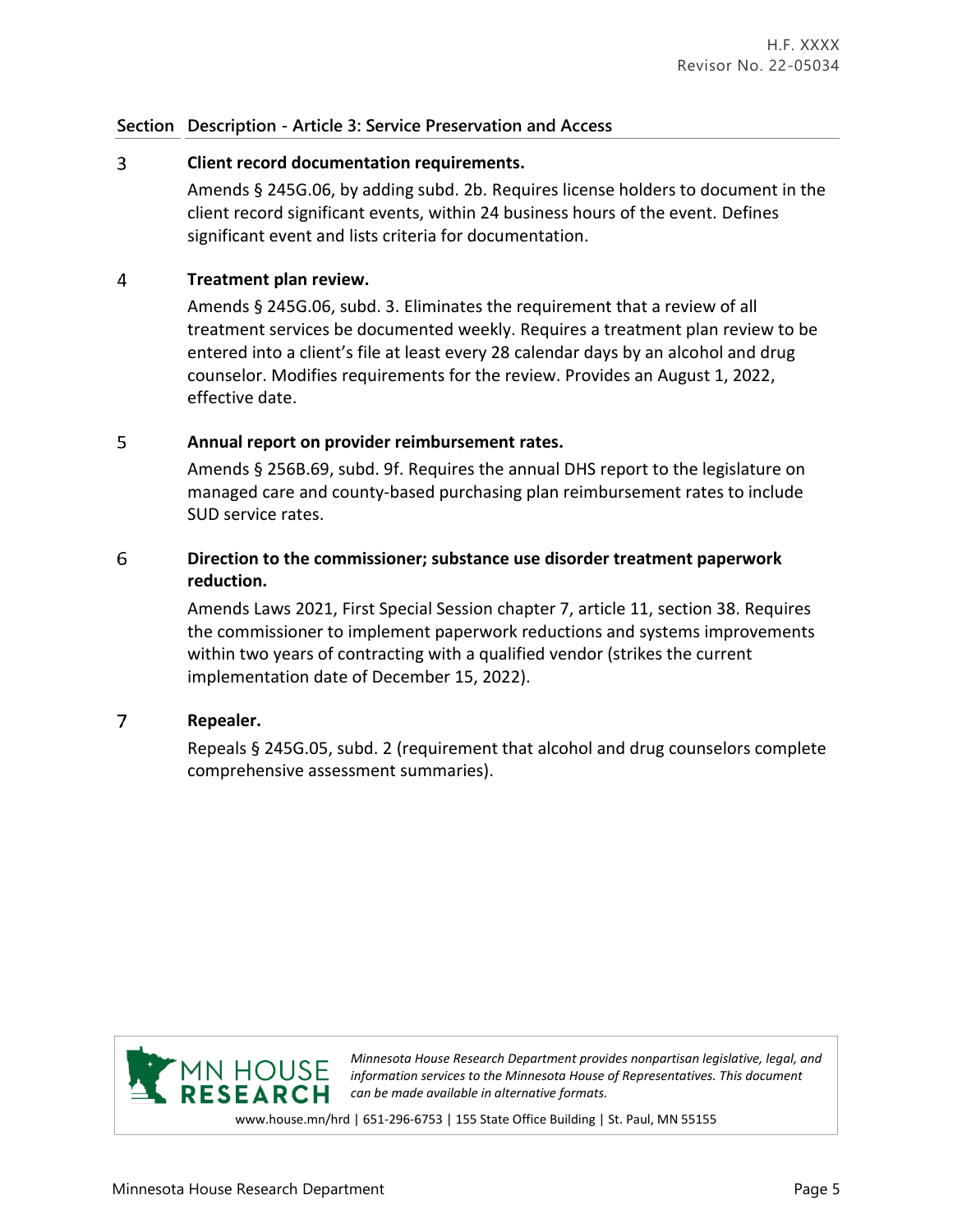| Section | Description - Article 3: Service Preservation and Access |
|---|---|
| 3 | **Client record documentation requirements.** Amends § 245G.06, by adding subd. 2b. Requires license holders to document in the client record significant events, within 24 business hours of the event. Defines significant event and lists criteria for documentation. |
| 4 | **Treatment plan review.** Amends § 245G.06, subd. 3. Eliminates the requirement that a review of all treatment services be documented weekly. Requires a treatment plan review to be entered into a client's file at least every 28 calendar days by an alcohol and drug counselor. Modifies requirements for the review. Provides an August 1, 2022, effective date. |
| 5 | **Annual report on provider reimbursement rates.** Amends § 256B.69, subd. 9f. Requires the annual DHS report to the legislature on managed care and county-based purchasing plan reimbursement rates to include SUD service rates. |
| 6 | **Direction to the commissioner; substance use disorder treatment paperwork reduction.** Amends Laws 2021, First Special Session chapter 7, article 11, section 38. Requires the commissioner to implement paperwork reductions and systems improvements within two years of contracting with a qualified vendor (strikes the current implementation date of December 15, 2022). |
| 7 | **Repealer.** Repeals § 245G.05, subd. 2 (requirement that alcohol and drug counselors complete comprehensive assessment summaries). |

MN HOUSE RESEARCH

*Minnesota House Research Department provides nonpartisan legislative, legal, and information services to the Minnesota House of Representatives. This document can be made available in alternative formats.*

www.house.mn/hrd | 651-296-6753 | 155 State Office Building | St. Paul, MN 55155